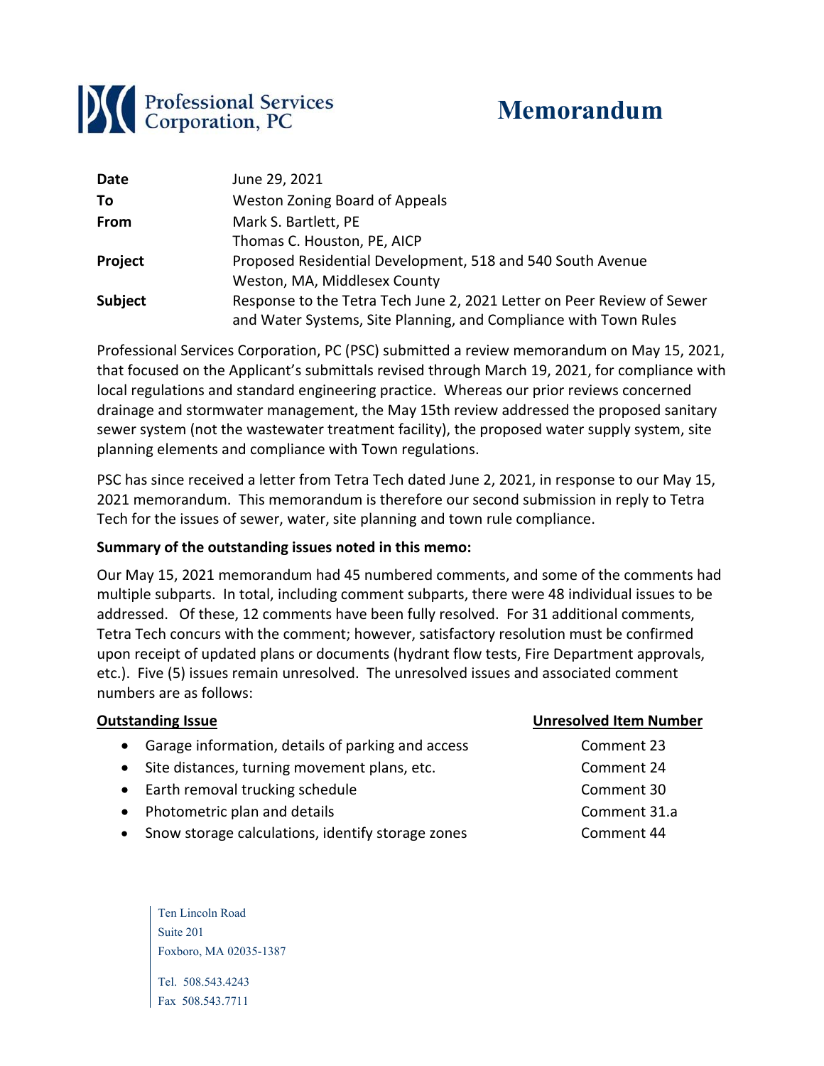Professional Services Corporation, PC

# Memorandum

| | |
|---|---|
| **Date** | June 29, 2021 |
| **To** | Weston Zoning Board of Appeals |
| **From** | Mark S. Bartlett, PE<br>Thomas C. Houston, PE, AICP |
| **Project** | Proposed Residential Development, 518 and 540 South Avenue<br>Weston, MA, Middlesex County |
| **Subject** | Response to the Tetra Tech June 2, 2021 Letter on Peer Review of Sewer and Water Systems, Site Planning, and Compliance with Town Rules |

Professional Services Corporation, PC (PSC) submitted a review memorandum on May 15, 2021, that focused on the Applicant's submittals revised through March 19, 2021, for compliance with local regulations and standard engineering practice. Whereas our prior reviews concerned drainage and stormwater management, the May 15th review addressed the proposed sanitary sewer system (not the wastewater treatment facility), the proposed water supply system, site planning elements and compliance with Town regulations.

PSC has since received a letter from Tetra Tech dated June 2, 2021, in response to our May 15, 2021 memorandum. This memorandum is therefore our second submission in reply to Tetra Tech for the issues of sewer, water, site planning and town rule compliance.

**Summary of the outstanding issues noted in this memo:**

Our May 15, 2021 memorandum had 45 numbered comments, and some of the comments had multiple subparts. In total, including comment subparts, there were 48 individual issues to be addressed. Of these, 12 comments have been fully resolved. For 31 additional comments, Tetra Tech concurs with the comment; however, satisfactory resolution must be confirmed upon receipt of updated plans or documents (hydrant flow tests, Fire Department approvals, etc.). Five (5) issues remain unresolved. The unresolved issues and associated comment numbers are as follows:

| Outstanding Issue | Unresolved Item Number |
|---|---|
| • Garage information, details of parking and access | Comment 23 |
| • Site distances, turning movement plans, etc. | Comment 24 |
| • Earth removal trucking schedule | Comment 30 |
| • Photometric plan and details | Comment 31.a |
| • Snow storage calculations, identify storage zones | Comment 44 |

Ten Lincoln Road
Suite 201
Foxboro, MA 02035-1387

Tel. 508.543.4243
Fax 508.543.7711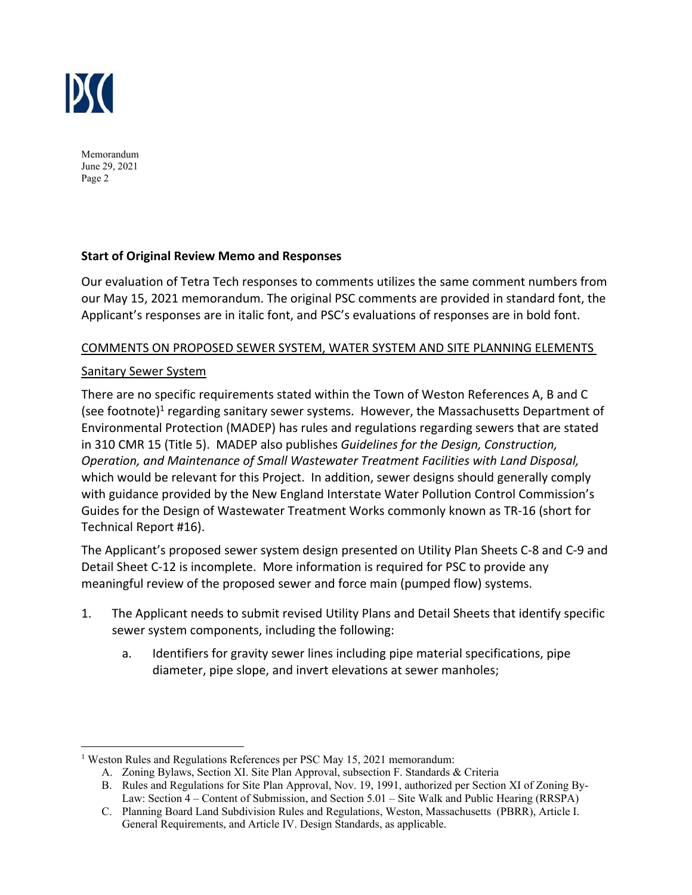**Start of Original Review Memo and Responses**

Our evaluation of Tetra Tech responses to comments utilizes the same comment numbers from our May 15, 2021 memorandum. The original PSC comments are provided in standard font, the Applicant's responses are in italic font, and PSC's evaluations of responses are in bold font.

COMMENTS ON PROPOSED SEWER SYSTEM, WATER SYSTEM AND SITE PLANNING ELEMENTS

Sanitary Sewer System

There are no specific requirements stated within the Town of Weston References A, B and C (see footnote)[1] regarding sanitary sewer systems. However, the Massachusetts Department of Environmental Protection (MADEP) has rules and regulations regarding sewers that are stated in 310 CMR 15 (Title 5). MADEP also publishes *Guidelines for the Design, Construction, Operation, and Maintenance of Small Wastewater Treatment Facilities with Land Disposal,* which would be relevant for this Project. In addition, sewer designs should generally comply with guidance provided by the New England Interstate Water Pollution Control Commission's Guides for the Design of Wastewater Treatment Works commonly known as TR-16 (short for Technical Report #16).

The Applicant's proposed sewer system design presented on Utility Plan Sheets C-8 and C-9 and Detail Sheet C-12 is incomplete. More information is required for PSC to provide any meaningful review of the proposed sewer and force main (pumped flow) systems.

1. The Applicant needs to submit revised Utility Plans and Detail Sheets that identify specific sewer system components, including the following:
   a. Identifiers for gravity sewer lines including pipe material specifications, pipe diameter, pipe slope, and invert elevations at sewer manholes;

---

[1] Weston Rules and Regulations References per PSC May 15, 2021 memorandum:

A. Zoning Bylaws, Section XI. Site Plan Approval, subsection F. Standards & Criteria
B. Rules and Regulations for Site Plan Approval, Nov. 19, 1991, authorized per Section XI of Zoning By-Law: Section 4 – Content of Submission, and Section 5.01 – Site Walk and Public Hearing (RRSPA)
C. Planning Board Land Subdivision Rules and Regulations, Weston, Massachusetts (PBRR), Article I. General Requirements, and Article IV. Design Standards, as applicable.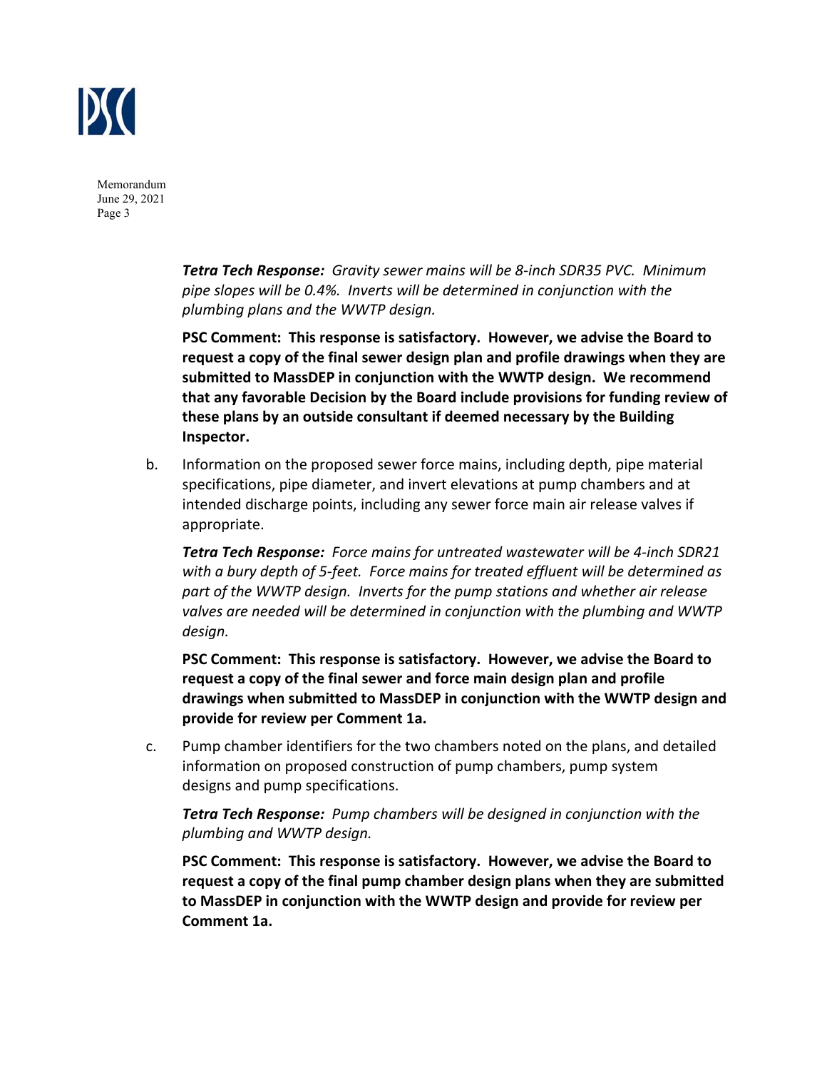***Tetra Tech Response:*** *Gravity sewer mains will be 8-inch SDR35 PVC. Minimum pipe slopes will be 0.4%. Inverts will be determined in conjunction with the plumbing plans and the WWTP design.*

**PSC Comment: This response is satisfactory. However, we advise the Board to request a copy of the final sewer design plan and profile drawings when they are submitted to MassDEP in conjunction with the WWTP design. We recommend that any favorable Decision by the Board include provisions for funding review of these plans by an outside consultant if deemed necessary by the Building Inspector.**

b. Information on the proposed sewer force mains, including depth, pipe material specifications, pipe diameter, and invert elevations at pump chambers and at intended discharge points, including any sewer force main air release valves if appropriate.

***Tetra Tech Response:*** *Force mains for untreated wastewater will be 4-inch SDR21 with a bury depth of 5-feet. Force mains for treated effluent will be determined as part of the WWTP design. Inverts for the pump stations and whether air release valves are needed will be determined in conjunction with the plumbing and WWTP design.*

**PSC Comment: This response is satisfactory. However, we advise the Board to request a copy of the final sewer and force main design plan and profile drawings when submitted to MassDEP in conjunction with the WWTP design and provide for review per Comment 1a.**

c. Pump chamber identifiers for the two chambers noted on the plans, and detailed information on proposed construction of pump chambers, pump system designs and pump specifications.

***Tetra Tech Response:*** *Pump chambers will be designed in conjunction with the plumbing and WWTP design.*

**PSC Comment: This response is satisfactory. However, we advise the Board to request a copy of the final pump chamber design plans when they are submitted to MassDEP in conjunction with the WWTP design and provide for review per Comment 1a.**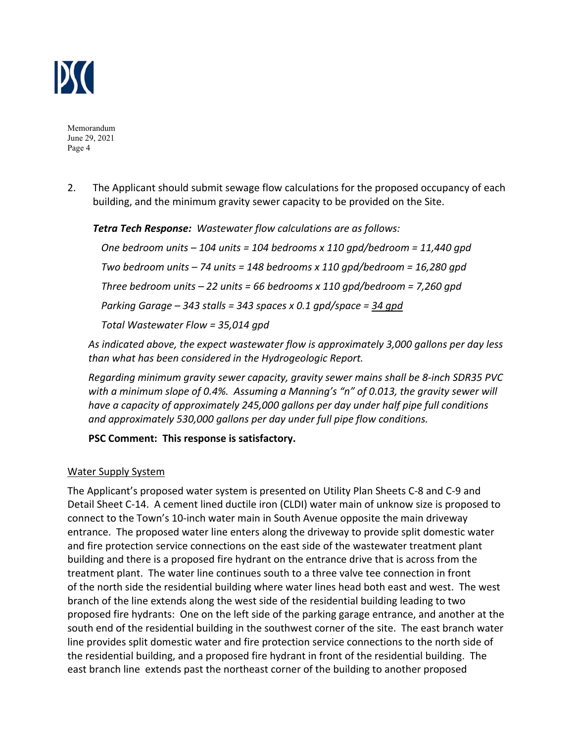2. The Applicant should submit sewage flow calculations for the proposed occupancy of each building, and the minimum gravity sewer capacity to be provided on the Site.

   ***Tetra Tech Response:*** *Wastewater flow calculations are as follows:*

   *One bedroom units – 104 units = 104 bedrooms x 110 gpd/bedroom = 11,440 gpd*

   *Two bedroom units – 74 units = 148 bedrooms x 110 gpd/bedroom = 16,280 gpd*

   *Three bedroom units – 22 units = 66 bedrooms x 110 gpd/bedroom = 7,260 gpd*

   *Parking Garage – 343 stalls = 343 spaces x 0.1 gpd/space = 34 gpd*

   *Total Wastewater Flow = 35,014 gpd*

   *As indicated above, the expect wastewater flow is approximately 3,000 gallons per day less than what has been considered in the Hydrogeologic Report.*

   *Regarding minimum gravity sewer capacity, gravity sewer mains shall be 8-inch SDR35 PVC with a minimum slope of 0.4%. Assuming a Manning's "n" of 0.013, the gravity sewer will have a capacity of approximately 245,000 gallons per day under half pipe full conditions and approximately 530,000 gallons per day under full pipe flow conditions.*

   **PSC Comment: This response is satisfactory.**

Water Supply System

The Applicant's proposed water system is presented on Utility Plan Sheets C-8 and C-9 and Detail Sheet C-14. A cement lined ductile iron (CLDI) water main of unknow size is proposed to connect to the Town's 10-inch water main in South Avenue opposite the main driveway entrance. The proposed water line enters along the driveway to provide split domestic water and fire protection service connections on the east side of the wastewater treatment plant building and there is a proposed fire hydrant on the entrance drive that is across from the treatment plant. The water line continues south to a three valve tee connection in front of the north side the residential building where water lines head both east and west. The west branch of the line extends along the west side of the residential building leading to two proposed fire hydrants: One on the left side of the parking garage entrance, and another at the south end of the residential building in the southwest corner of the site. The east branch water line provides split domestic water and fire protection service connections to the north side of the residential building, and a proposed fire hydrant in front of the residential building. The east branch line extends past the northeast corner of the building to another proposed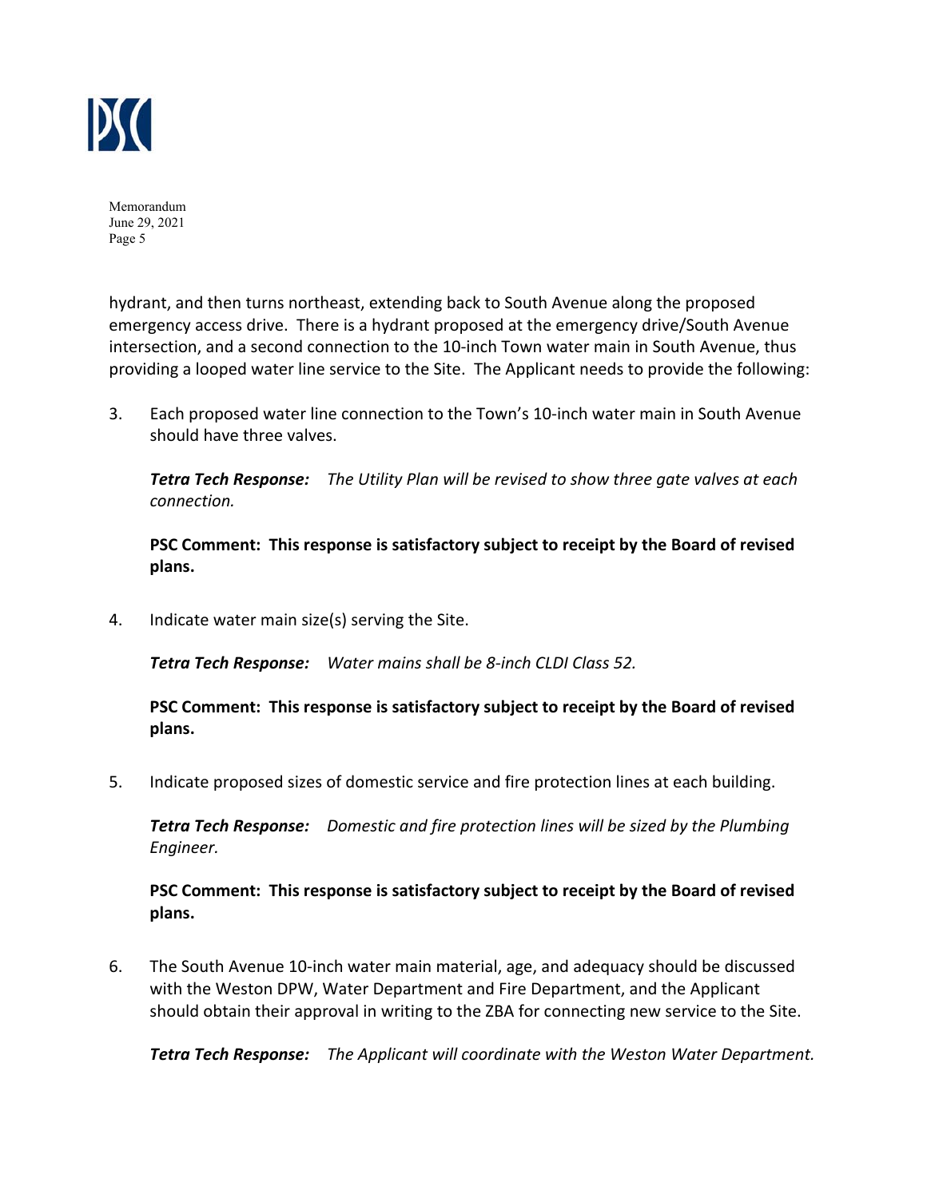hydrant, and then turns northeast, extending back to South Avenue along the proposed emergency access drive. There is a hydrant proposed at the emergency drive/South Avenue intersection, and a second connection to the 10-inch Town water main in South Avenue, thus providing a looped water line service to the Site. The Applicant needs to provide the following:

3. Each proposed water line connection to the Town's 10-inch water main in South Avenue should have three valves.

   ***Tetra Tech Response:*** *The Utility Plan will be revised to show three gate valves at each connection.*

   **PSC Comment: This response is satisfactory subject to receipt by the Board of revised plans.**

4. Indicate water main size(s) serving the Site.

   ***Tetra Tech Response:*** *Water mains shall be 8-inch CLDI Class 52.*

   **PSC Comment: This response is satisfactory subject to receipt by the Board of revised plans.**

5. Indicate proposed sizes of domestic service and fire protection lines at each building.

   ***Tetra Tech Response:*** *Domestic and fire protection lines will be sized by the Plumbing Engineer.*

   **PSC Comment: This response is satisfactory subject to receipt by the Board of revised plans.**

6. The South Avenue 10-inch water main material, age, and adequacy should be discussed with the Weston DPW, Water Department and Fire Department, and the Applicant should obtain their approval in writing to the ZBA for connecting new service to the Site.

   ***Tetra Tech Response:*** *The Applicant will coordinate with the Weston Water Department.*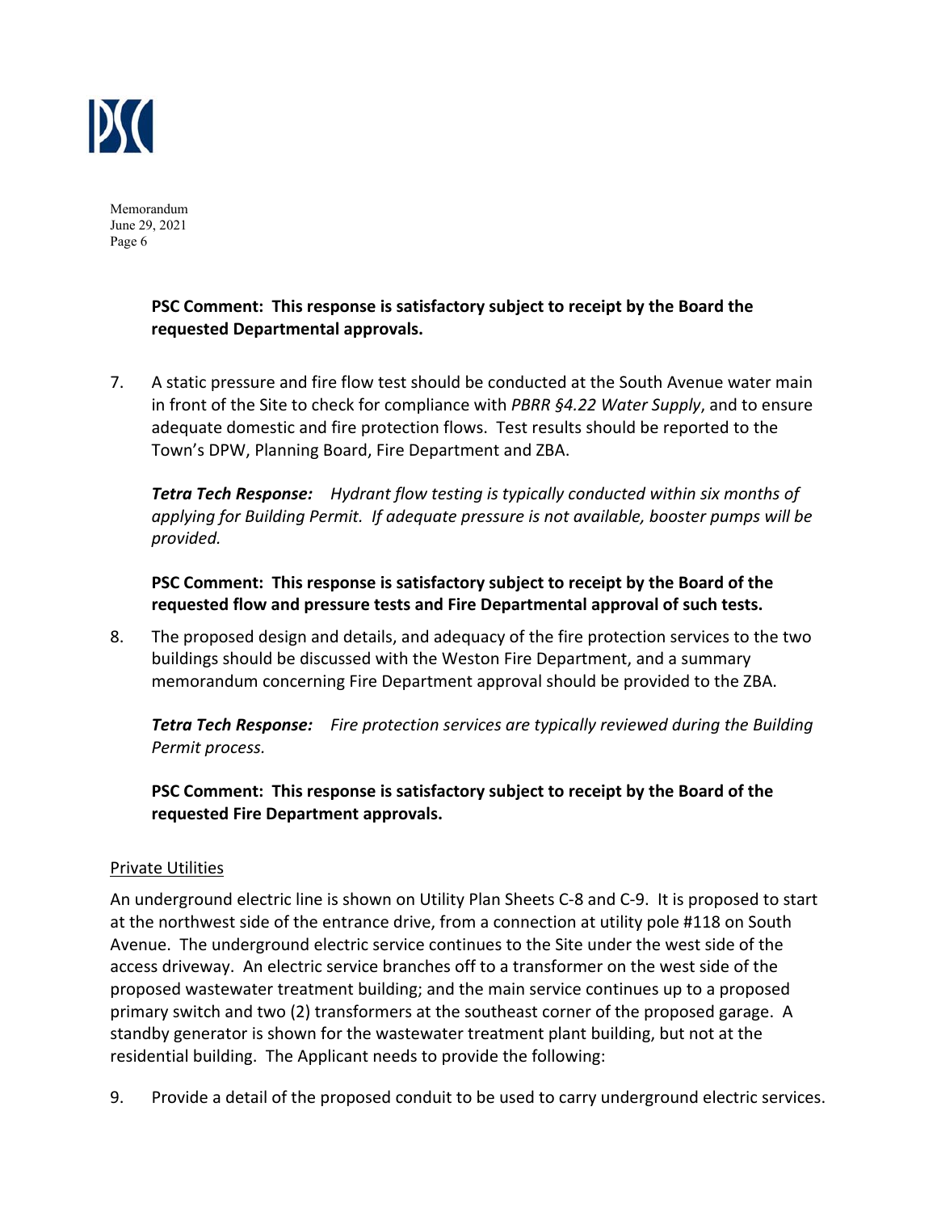**PSC Comment: This response is satisfactory subject to receipt by the Board the requested Departmental approvals.**

7. A static pressure and fire flow test should be conducted at the South Avenue water main in front of the Site to check for compliance with *PBRR §4.22 Water Supply*, and to ensure adequate domestic and fire protection flows. Test results should be reported to the Town's DPW, Planning Board, Fire Department and ZBA.

   ***Tetra Tech Response:*** *Hydrant flow testing is typically conducted within six months of applying for Building Permit. If adequate pressure is not available, booster pumps will be provided.*

   **PSC Comment: This response is satisfactory subject to receipt by the Board of the requested flow and pressure tests and Fire Departmental approval of such tests.**

8. The proposed design and details, and adequacy of the fire protection services to the two buildings should be discussed with the Weston Fire Department, and a summary memorandum concerning Fire Department approval should be provided to the ZBA.

   ***Tetra Tech Response:*** *Fire protection services are typically reviewed during the Building Permit process.*

   **PSC Comment: This response is satisfactory subject to receipt by the Board of the requested Fire Department approvals.**

Private Utilities

An underground electric line is shown on Utility Plan Sheets C-8 and C-9. It is proposed to start at the northwest side of the entrance drive, from a connection at utility pole #118 on South Avenue. The underground electric service continues to the Site under the west side of the access driveway. An electric service branches off to a transformer on the west side of the proposed wastewater treatment building; and the main service continues up to a proposed primary switch and two (2) transformers at the southeast corner of the proposed garage. A standby generator is shown for the wastewater treatment plant building, but not at the residential building. The Applicant needs to provide the following:

9. Provide a detail of the proposed conduit to be used to carry underground electric services.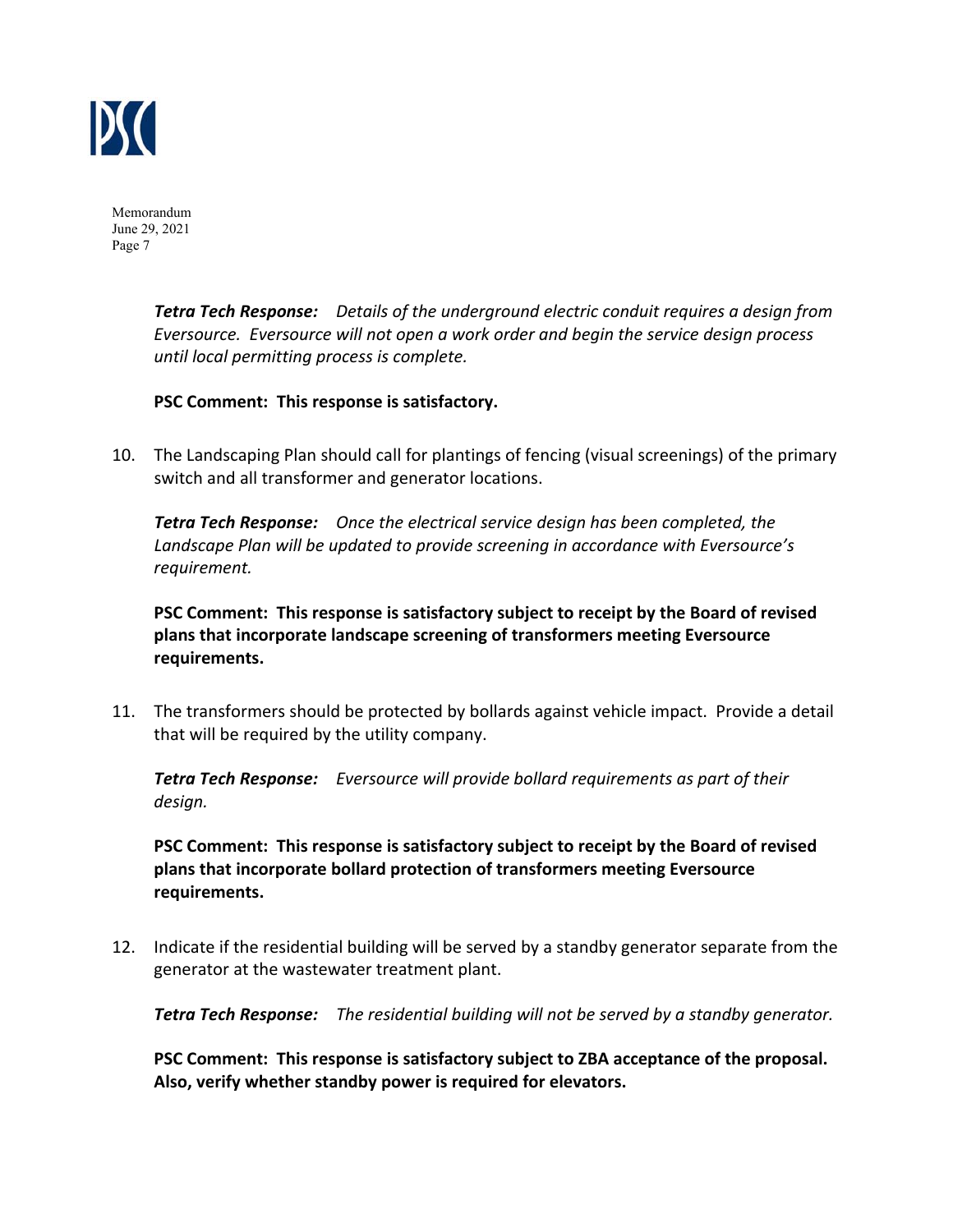***Tetra Tech Response:*** *Details of the underground electric conduit requires a design from Eversource. Eversource will not open a work order and begin the service design process until local permitting process is complete.*

**PSC Comment: This response is satisfactory.**

10. The Landscaping Plan should call for plantings of fencing (visual screenings) of the primary switch and all transformer and generator locations.

    ***Tetra Tech Response:*** *Once the electrical service design has been completed, the Landscape Plan will be updated to provide screening in accordance with Eversource's requirement.*

    **PSC Comment: This response is satisfactory subject to receipt by the Board of revised plans that incorporate landscape screening of transformers meeting Eversource requirements.**

11. The transformers should be protected by bollards against vehicle impact. Provide a detail that will be required by the utility company.

    ***Tetra Tech Response:*** *Eversource will provide bollard requirements as part of their design.*

    **PSC Comment: This response is satisfactory subject to receipt by the Board of revised plans that incorporate bollard protection of transformers meeting Eversource requirements.**

12. Indicate if the residential building will be served by a standby generator separate from the generator at the wastewater treatment plant.

    ***Tetra Tech Response:*** *The residential building will not be served by a standby generator.*

    **PSC Comment: This response is satisfactory subject to ZBA acceptance of the proposal. Also, verify whether standby power is required for elevators.**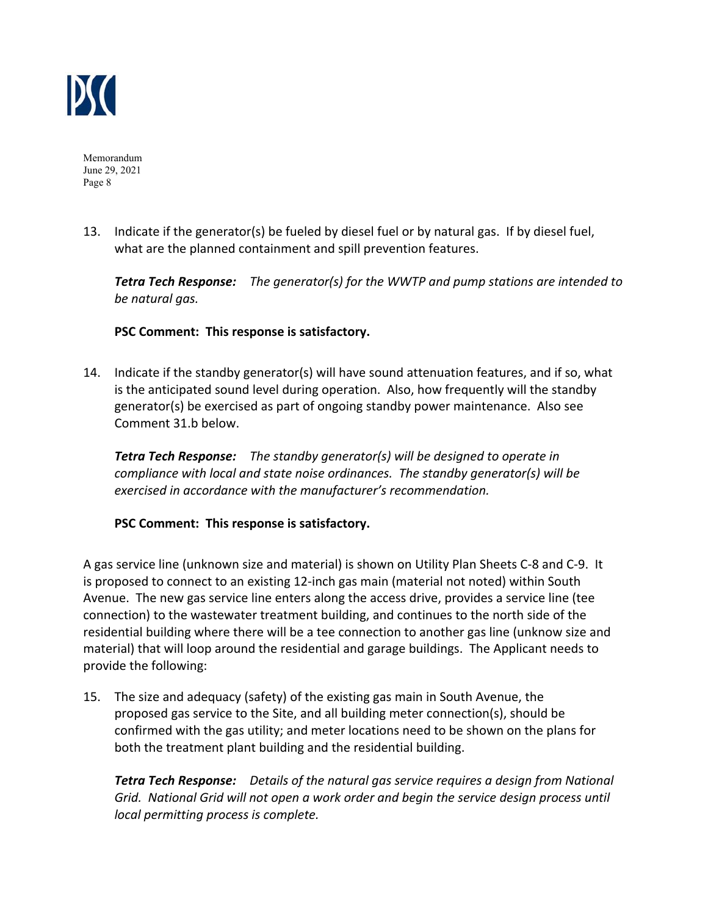13. Indicate if the generator(s) be fueled by diesel fuel or by natural gas. If by diesel fuel, what are the planned containment and spill prevention features.

    ***Tetra Tech Response:*** *The generator(s) for the WWTP and pump stations are intended to be natural gas.*

    **PSC Comment: This response is satisfactory.**

14. Indicate if the standby generator(s) will have sound attenuation features, and if so, what is the anticipated sound level during operation. Also, how frequently will the standby generator(s) be exercised as part of ongoing standby power maintenance. Also see Comment 31.b below.

    ***Tetra Tech Response:*** *The standby generator(s) will be designed to operate in compliance with local and state noise ordinances. The standby generator(s) will be exercised in accordance with the manufacturer's recommendation.*

    **PSC Comment: This response is satisfactory.**

A gas service line (unknown size and material) is shown on Utility Plan Sheets C-8 and C-9. It is proposed to connect to an existing 12-inch gas main (material not noted) within South Avenue. The new gas service line enters along the access drive, provides a service line (tee connection) to the wastewater treatment building, and continues to the north side of the residential building where there will be a tee connection to another gas line (unknow size and material) that will loop around the residential and garage buildings. The Applicant needs to provide the following:

15. The size and adequacy (safety) of the existing gas main in South Avenue, the proposed gas service to the Site, and all building meter connection(s), should be confirmed with the gas utility; and meter locations need to be shown on the plans for both the treatment plant building and the residential building.

    ***Tetra Tech Response:*** *Details of the natural gas service requires a design from National Grid. National Grid will not open a work order and begin the service design process until local permitting process is complete.*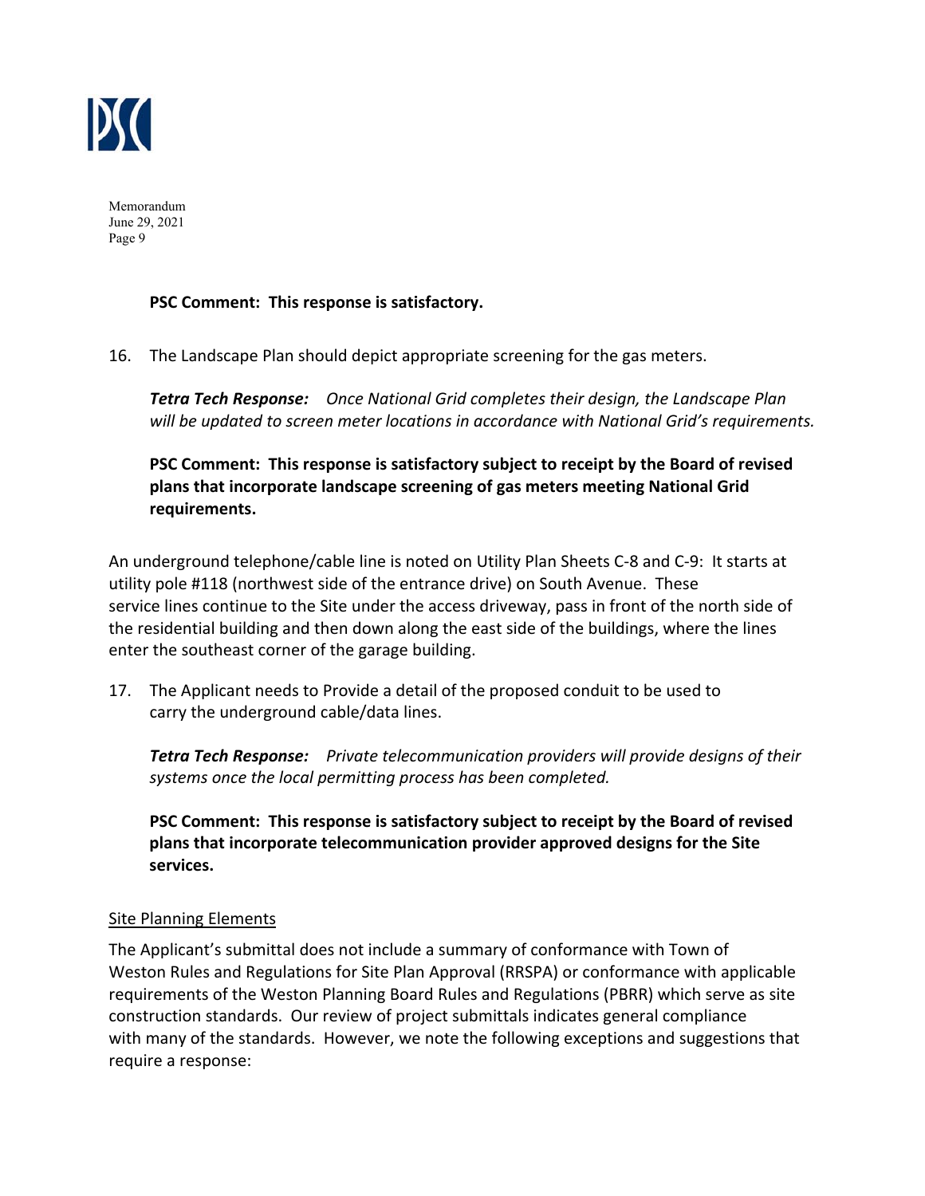**PSC Comment: This response is satisfactory.**

16. The Landscape Plan should depict appropriate screening for the gas meters.

    ***Tetra Tech Response:*** *Once National Grid completes their design, the Landscape Plan will be updated to screen meter locations in accordance with National Grid's requirements.*

    **PSC Comment: This response is satisfactory subject to receipt by the Board of revised plans that incorporate landscape screening of gas meters meeting National Grid requirements.**

An underground telephone/cable line is noted on Utility Plan Sheets C-8 and C-9: It starts at utility pole #118 (northwest side of the entrance drive) on South Avenue. These service lines continue to the Site under the access driveway, pass in front of the north side of the residential building and then down along the east side of the buildings, where the lines enter the southeast corner of the garage building.

17. The Applicant needs to Provide a detail of the proposed conduit to be used to carry the underground cable/data lines.

    ***Tetra Tech Response:*** *Private telecommunication providers will provide designs of their systems once the local permitting process has been completed.*

    **PSC Comment: This response is satisfactory subject to receipt by the Board of revised plans that incorporate telecommunication provider approved designs for the Site services.**

<u>Site Planning Elements</u>

The Applicant's submittal does not include a summary of conformance with Town of Weston Rules and Regulations for Site Plan Approval (RRSPA) or conformance with applicable requirements of the Weston Planning Board Rules and Regulations (PBRR) which serve as site construction standards. Our review of project submittals indicates general compliance with many of the standards. However, we note the following exceptions and suggestions that require a response: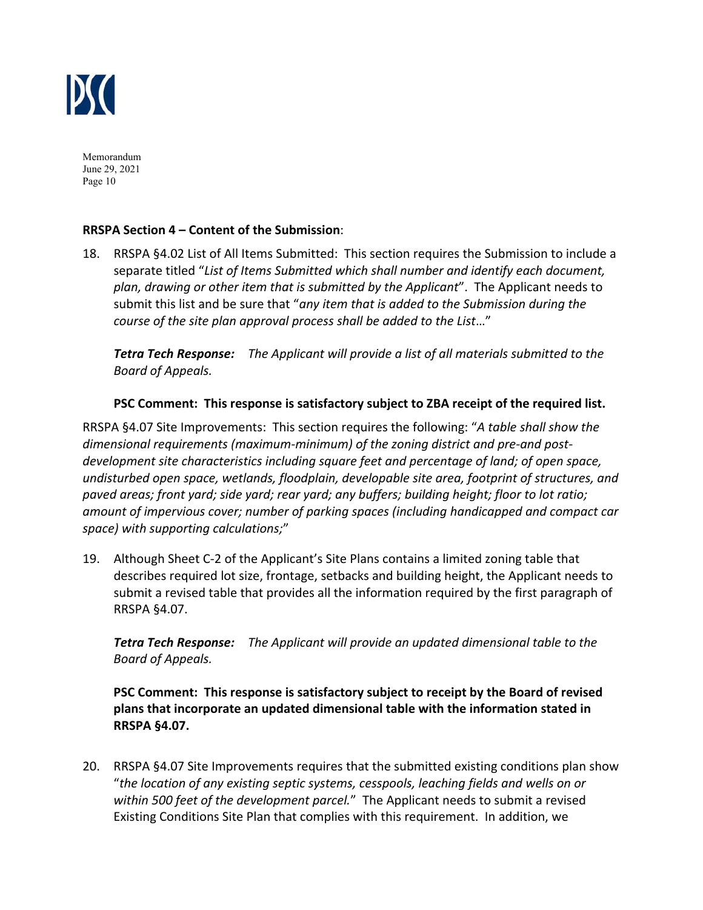Memorandum
June 29, 2021

**RRSPA Section 4 – Content of the Submission**:

18. RRSPA §4.02 List of All Items Submitted: This section requires the Submission to include a separate titled "*List of Items Submitted which shall number and identify each document, plan, drawing or other item that is submitted by the Applicant*". The Applicant needs to submit this list and be sure that "*any item that is added to the Submission during the course of the site plan approval process shall be added to the List*…"

    ***Tetra Tech Response:*** *The Applicant will provide a list of all materials submitted to the Board of Appeals.*

    **PSC Comment: This response is satisfactory subject to ZBA receipt of the required list.**

RRSPA §4.07 Site Improvements: This section requires the following: "*A table shall show the dimensional requirements (maximum-minimum) of the zoning district and pre-and post-development site characteristics including square feet and percentage of land; of open space, undisturbed open space, wetlands, floodplain, developable site area, footprint of structures, and paved areas; front yard; side yard; rear yard; any buffers; building height; floor to lot ratio; amount of impervious cover; number of parking spaces (including handicapped and compact car space) with supporting calculations;*"

19. Although Sheet C-2 of the Applicant's Site Plans contains a limited zoning table that describes required lot size, frontage, setbacks and building height, the Applicant needs to submit a revised table that provides all the information required by the first paragraph of RRSPA §4.07.

    ***Tetra Tech Response:*** *The Applicant will provide an updated dimensional table to the Board of Appeals.*

    **PSC Comment: This response is satisfactory subject to receipt by the Board of revised plans that incorporate an updated dimensional table with the information stated in RRSPA §4.07.**

20. RRSPA §4.07 Site Improvements requires that the submitted existing conditions plan show "*the location of any existing septic systems, cesspools, leaching fields and wells on or within 500 feet of the development parcel.*" The Applicant needs to submit a revised Existing Conditions Site Plan that complies with this requirement. In addition, we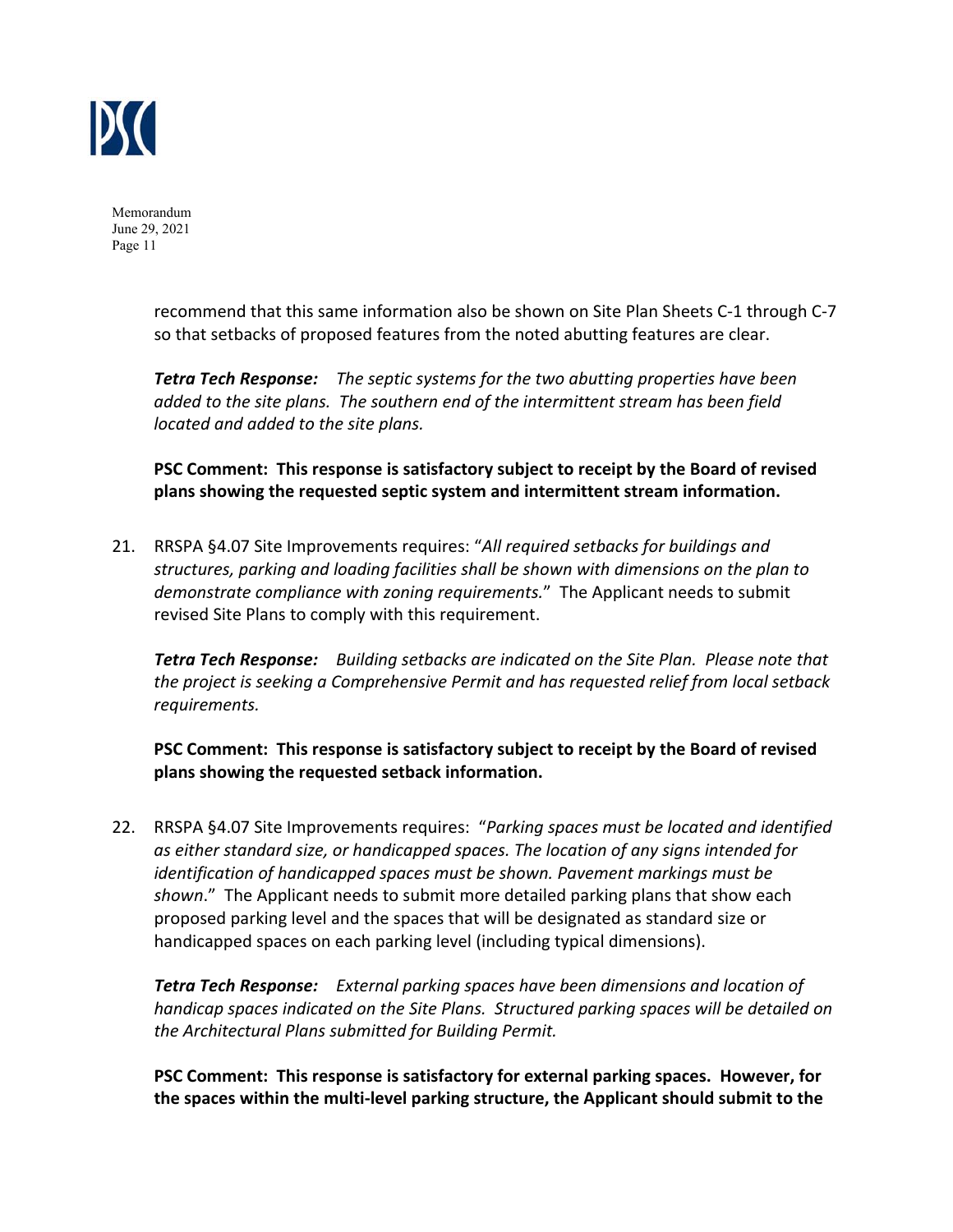recommend that this same information also be shown on Site Plan Sheets C-1 through C-7 so that setbacks of proposed features from the noted abutting features are clear.

***Tetra Tech Response:*** *The septic systems for the two abutting properties have been added to the site plans. The southern end of the intermittent stream has been field located and added to the site plans.*

**PSC Comment: This response is satisfactory subject to receipt by the Board of revised plans showing the requested septic system and intermittent stream information.**

21. RRSPA §4.07 Site Improvements requires: "*All required setbacks for buildings and structures, parking and loading facilities shall be shown with dimensions on the plan to demonstrate compliance with zoning requirements.*" The Applicant needs to submit revised Site Plans to comply with this requirement.

    ***Tetra Tech Response:*** *Building setbacks are indicated on the Site Plan. Please note that the project is seeking a Comprehensive Permit and has requested relief from local setback requirements.*

    **PSC Comment: This response is satisfactory subject to receipt by the Board of revised plans showing the requested setback information.**

22. RRSPA §4.07 Site Improvements requires: "*Parking spaces must be located and identified as either standard size, or handicapped spaces. The location of any signs intended for identification of handicapped spaces must be shown. Pavement markings must be shown*." The Applicant needs to submit more detailed parking plans that show each proposed parking level and the spaces that will be designated as standard size or handicapped spaces on each parking level (including typical dimensions).

    ***Tetra Tech Response:*** *External parking spaces have been dimensions and location of handicap spaces indicated on the Site Plans. Structured parking spaces will be detailed on the Architectural Plans submitted for Building Permit.*

    **PSC Comment: This response is satisfactory for external parking spaces. However, for the spaces within the multi-level parking structure, the Applicant should submit to the**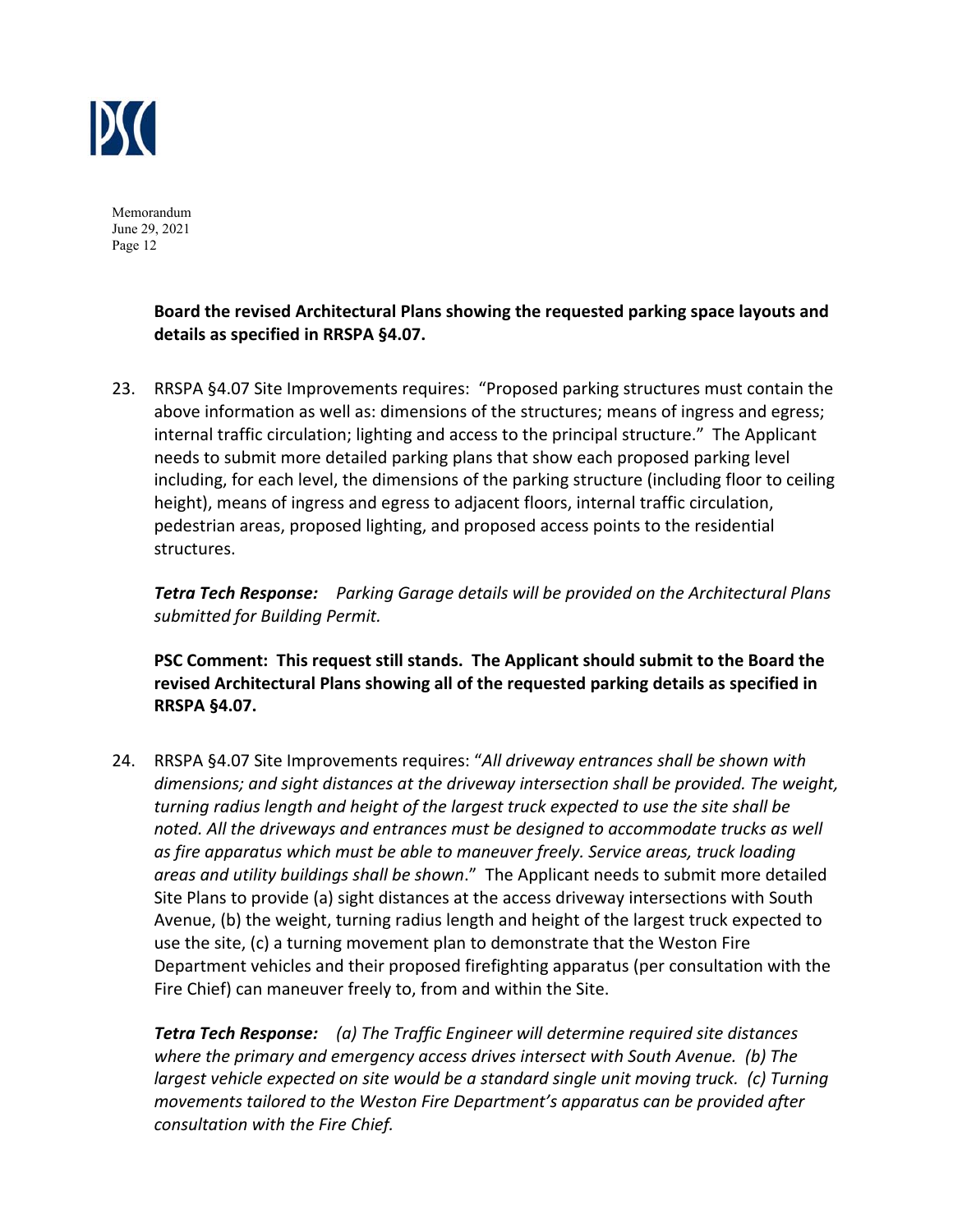**Board the revised Architectural Plans showing the requested parking space layouts and details as specified in RRSPA §4.07.**

23. RRSPA §4.07 Site Improvements requires: "Proposed parking structures must contain the above information as well as: dimensions of the structures; means of ingress and egress; internal traffic circulation; lighting and access to the principal structure." The Applicant needs to submit more detailed parking plans that show each proposed parking level including, for each level, the dimensions of the parking structure (including floor to ceiling height), means of ingress and egress to adjacent floors, internal traffic circulation, pedestrian areas, proposed lighting, and proposed access points to the residential structures.

    ***Tetra Tech Response:*** *Parking Garage details will be provided on the Architectural Plans submitted for Building Permit.*

    **PSC Comment: This request still stands. The Applicant should submit to the Board the revised Architectural Plans showing all of the requested parking details as specified in RRSPA §4.07.**

24. RRSPA §4.07 Site Improvements requires: "*All driveway entrances shall be shown with dimensions; and sight distances at the driveway intersection shall be provided. The weight, turning radius length and height of the largest truck expected to use the site shall be noted. All the driveways and entrances must be designed to accommodate trucks as well as fire apparatus which must be able to maneuver freely. Service areas, truck loading areas and utility buildings shall be shown*." The Applicant needs to submit more detailed Site Plans to provide (a) sight distances at the access driveway intersections with South Avenue, (b) the weight, turning radius length and height of the largest truck expected to use the site, (c) a turning movement plan to demonstrate that the Weston Fire Department vehicles and their proposed firefighting apparatus (per consultation with the Fire Chief) can maneuver freely to, from and within the Site.

    ***Tetra Tech Response:*** *(a) The Traffic Engineer will determine required site distances where the primary and emergency access drives intersect with South Avenue. (b) The largest vehicle expected on site would be a standard single unit moving truck. (c) Turning movements tailored to the Weston Fire Department's apparatus can be provided after consultation with the Fire Chief.*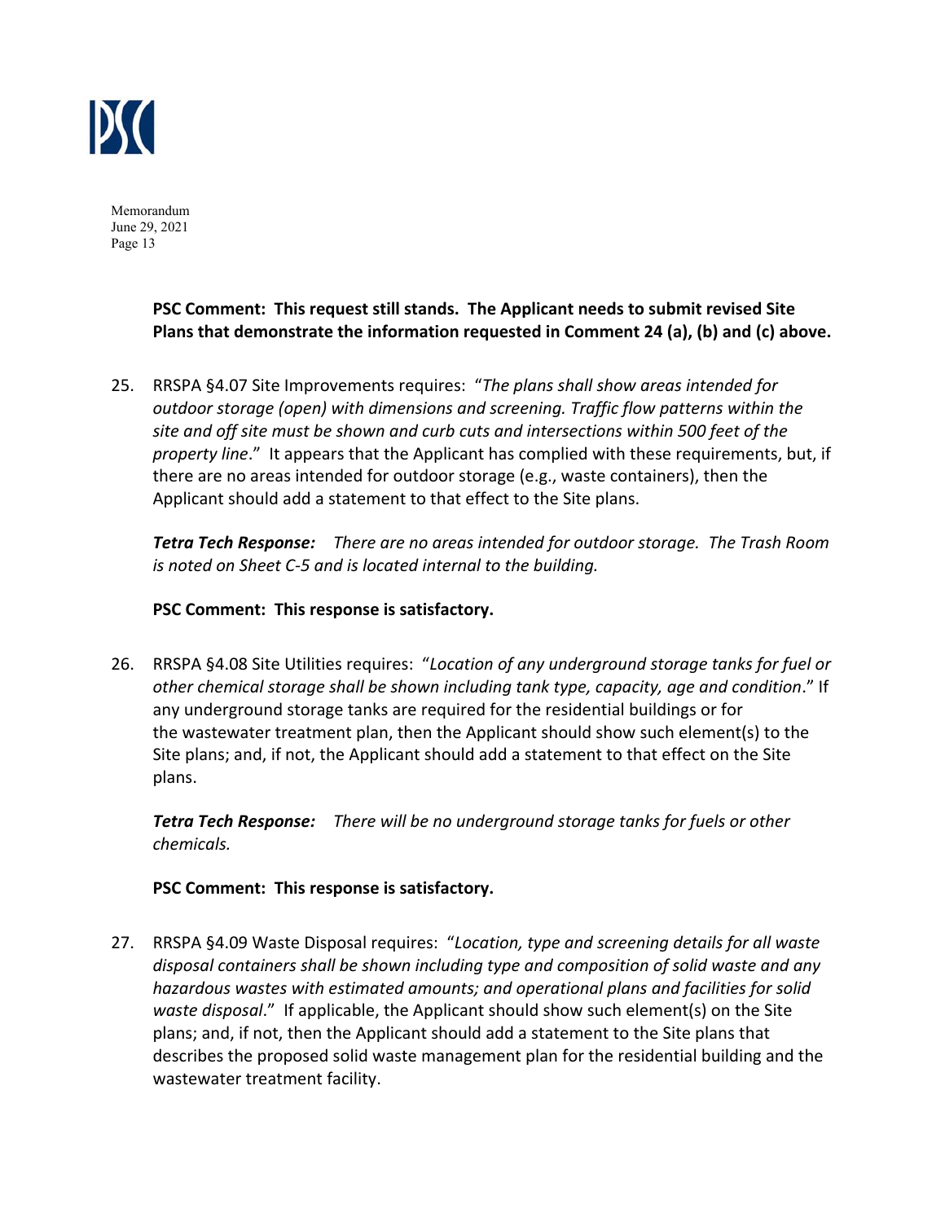**PSC Comment: This request still stands. The Applicant needs to submit revised Site Plans that demonstrate the information requested in Comment 24 (a), (b) and (c) above.**

25. RRSPA §4.07 Site Improvements requires: "*The plans shall show areas intended for outdoor storage (open) with dimensions and screening. Traffic flow patterns within the site and off site must be shown and curb cuts and intersections within 500 feet of the property line*." It appears that the Applicant has complied with these requirements, but, if there are no areas intended for outdoor storage (e.g., waste containers), then the Applicant should add a statement to that effect to the Site plans.

    ***Tetra Tech Response:*** *There are no areas intended for outdoor storage. The Trash Room is noted on Sheet C-5 and is located internal to the building.*

    **PSC Comment: This response is satisfactory.**

26. RRSPA §4.08 Site Utilities requires: "*Location of any underground storage tanks for fuel or other chemical storage shall be shown including tank type, capacity, age and condition*." If any underground storage tanks are required for the residential buildings or for the wastewater treatment plan, then the Applicant should show such element(s) to the Site plans; and, if not, the Applicant should add a statement to that effect on the Site plans.

    ***Tetra Tech Response:*** *There will be no underground storage tanks for fuels or other chemicals.*

    **PSC Comment: This response is satisfactory.**

27. RRSPA §4.09 Waste Disposal requires: "*Location, type and screening details for all waste disposal containers shall be shown including type and composition of solid waste and any hazardous wastes with estimated amounts; and operational plans and facilities for solid waste disposal*." If applicable, the Applicant should show such element(s) on the Site plans; and, if not, then the Applicant should add a statement to the Site plans that describes the proposed solid waste management plan for the residential building and the wastewater treatment facility.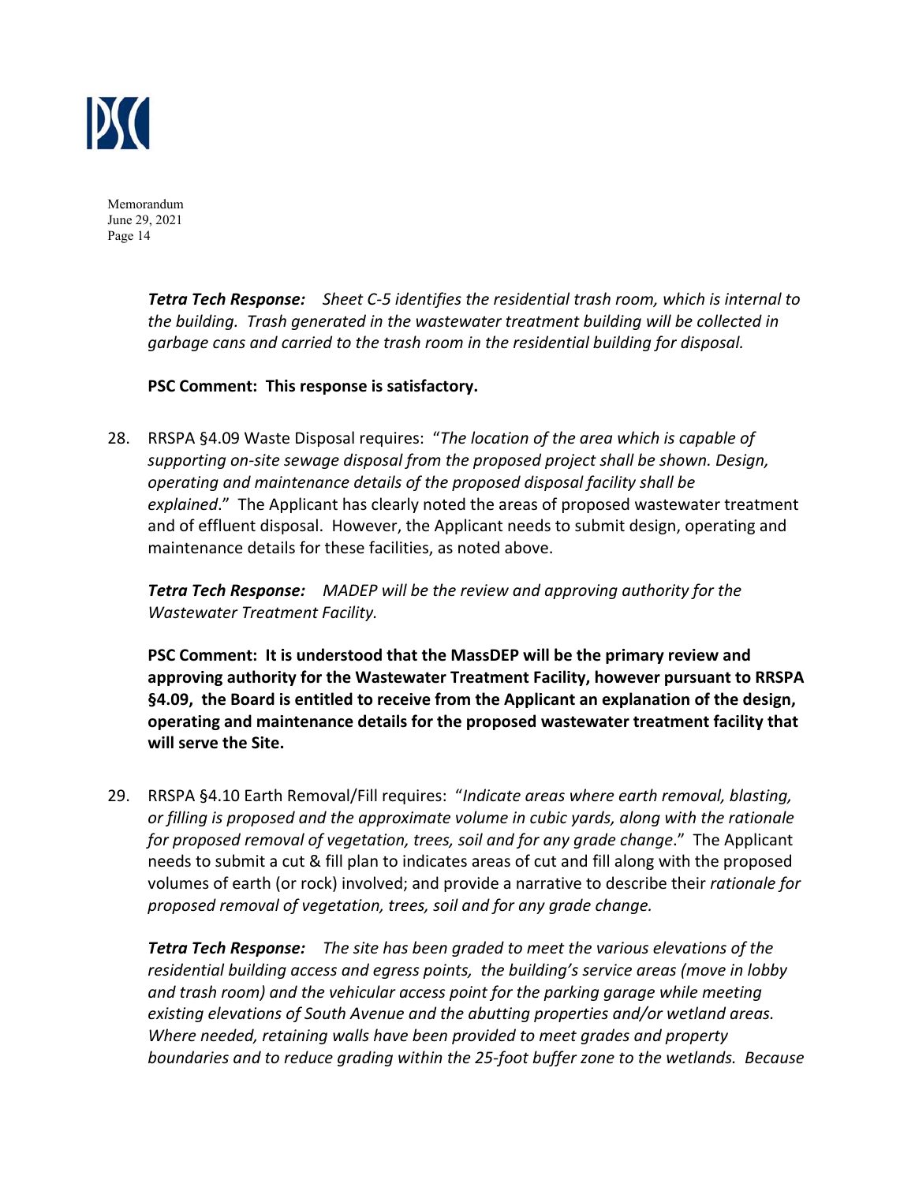***Tetra Tech Response:*** *Sheet C-5 identifies the residential trash room, which is internal to the building. Trash generated in the wastewater treatment building will be collected in garbage cans and carried to the trash room in the residential building for disposal.*

**PSC Comment: This response is satisfactory.**

28. RRSPA §4.09 Waste Disposal requires: "*The location of the area which is capable of supporting on-site sewage disposal from the proposed project shall be shown. Design, operating and maintenance details of the proposed disposal facility shall be explained*." The Applicant has clearly noted the areas of proposed wastewater treatment and of effluent disposal. However, the Applicant needs to submit design, operating and maintenance details for these facilities, as noted above.

    ***Tetra Tech Response:*** *MADEP will be the review and approving authority for the Wastewater Treatment Facility.*

    **PSC Comment: It is understood that the MassDEP will be the primary review and approving authority for the Wastewater Treatment Facility, however pursuant to RRSPA §4.09, the Board is entitled to receive from the Applicant an explanation of the design, operating and maintenance details for the proposed wastewater treatment facility that will serve the Site.**

29. RRSPA §4.10 Earth Removal/Fill requires: "*Indicate areas where earth removal, blasting, or filling is proposed and the approximate volume in cubic yards, along with the rationale for proposed removal of vegetation, trees, soil and for any grade change*." The Applicant needs to submit a cut & fill plan to indicates areas of cut and fill along with the proposed volumes of earth (or rock) involved; and provide a narrative to describe their *rationale for proposed removal of vegetation, trees, soil and for any grade change.*

    ***Tetra Tech Response:*** *The site has been graded to meet the various elevations of the residential building access and egress points, the building's service areas (move in lobby and trash room) and the vehicular access point for the parking garage while meeting existing elevations of South Avenue and the abutting properties and/or wetland areas. Where needed, retaining walls have been provided to meet grades and property boundaries and to reduce grading within the 25-foot buffer zone to the wetlands. Because*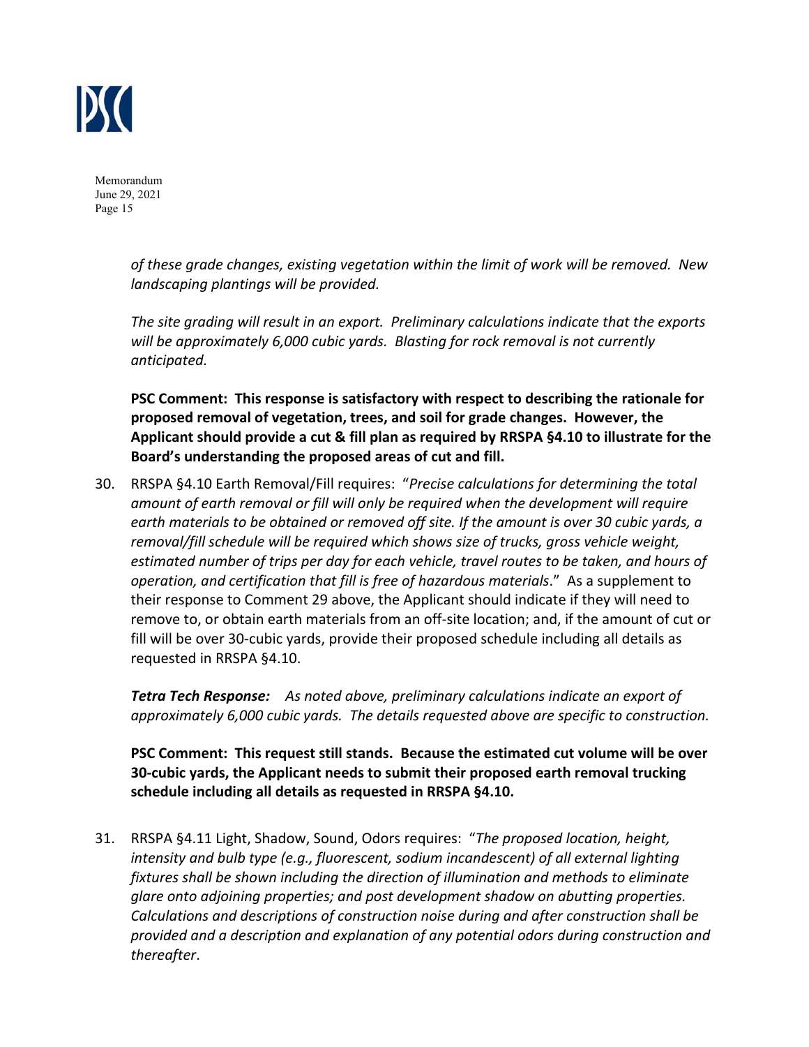*of these grade changes, existing vegetation within the limit of work will be removed. New landscaping plantings will be provided.*

*The site grading will result in an export. Preliminary calculations indicate that the exports will be approximately 6,000 cubic yards. Blasting for rock removal is not currently anticipated.*

**PSC Comment: This response is satisfactory with respect to describing the rationale for proposed removal of vegetation, trees, and soil for grade changes. However, the Applicant should provide a cut & fill plan as required by RRSPA §4.10 to illustrate for the Board's understanding the proposed areas of cut and fill.**

30. RRSPA §4.10 Earth Removal/Fill requires: "*Precise calculations for determining the total amount of earth removal or fill will only be required when the development will require earth materials to be obtained or removed off site. If the amount is over 30 cubic yards, a removal/fill schedule will be required which shows size of trucks, gross vehicle weight, estimated number of trips per day for each vehicle, travel routes to be taken, and hours of operation, and certification that fill is free of hazardous materials*." As a supplement to their response to Comment 29 above, the Applicant should indicate if they will need to remove to, or obtain earth materials from an off-site location; and, if the amount of cut or fill will be over 30-cubic yards, provide their proposed schedule including all details as requested in RRSPA §4.10.

    ***Tetra Tech Response:*** *As noted above, preliminary calculations indicate an export of approximately 6,000 cubic yards. The details requested above are specific to construction.*

    **PSC Comment: This request still stands. Because the estimated cut volume will be over 30-cubic yards, the Applicant needs to submit their proposed earth removal trucking schedule including all details as requested in RRSPA §4.10.**

31. RRSPA §4.11 Light, Shadow, Sound, Odors requires: "*The proposed location, height, intensity and bulb type (e.g., fluorescent, sodium incandescent) of all external lighting fixtures shall be shown including the direction of illumination and methods to eliminate glare onto adjoining properties; and post development shadow on abutting properties. Calculations and descriptions of construction noise during and after construction shall be provided and a description and explanation of any potential odors during construction and thereafter*.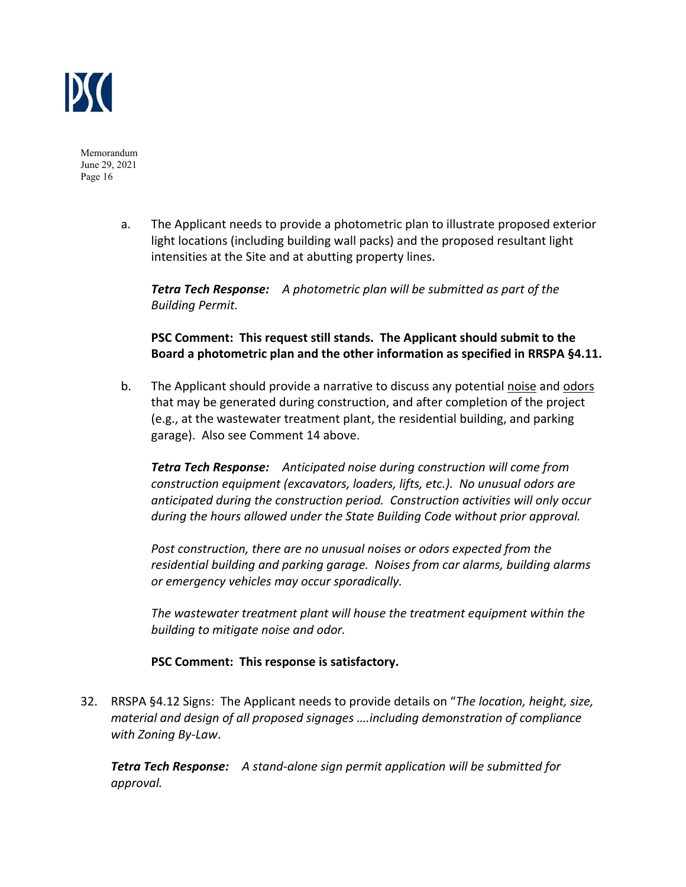a. The Applicant needs to provide a photometric plan to illustrate proposed exterior light locations (including building wall packs) and the proposed resultant light intensities at the Site and at abutting property lines.

   ***Tetra Tech Response:*** *A photometric plan will be submitted as part of the Building Permit.*

   **PSC Comment: This request still stands. The Applicant should submit to the Board a photometric plan and the other information as specified in RRSPA §4.11.**

b. The Applicant should provide a narrative to discuss any potential <u>noise</u> and <u>odors</u> that may be generated during construction, and after completion of the project (e.g., at the wastewater treatment plant, the residential building, and parking garage). Also see Comment 14 above.

   ***Tetra Tech Response:*** *Anticipated noise during construction will come from construction equipment (excavators, loaders, lifts, etc.). No unusual odors are anticipated during the construction period. Construction activities will only occur during the hours allowed under the State Building Code without prior approval.*

   *Post construction, there are no unusual noises or odors expected from the residential building and parking garage. Noises from car alarms, building alarms or emergency vehicles may occur sporadically.*

   *The wastewater treatment plant will house the treatment equipment within the building to mitigate noise and odor.*

   **PSC Comment: This response is satisfactory.**

32. RRSPA §4.12 Signs: The Applicant needs to provide details on "*The location, height, size, material and design of all proposed signages ….including demonstration of compliance with Zoning By-Law*.

    ***Tetra Tech Response:*** *A stand-alone sign permit application will be submitted for approval.*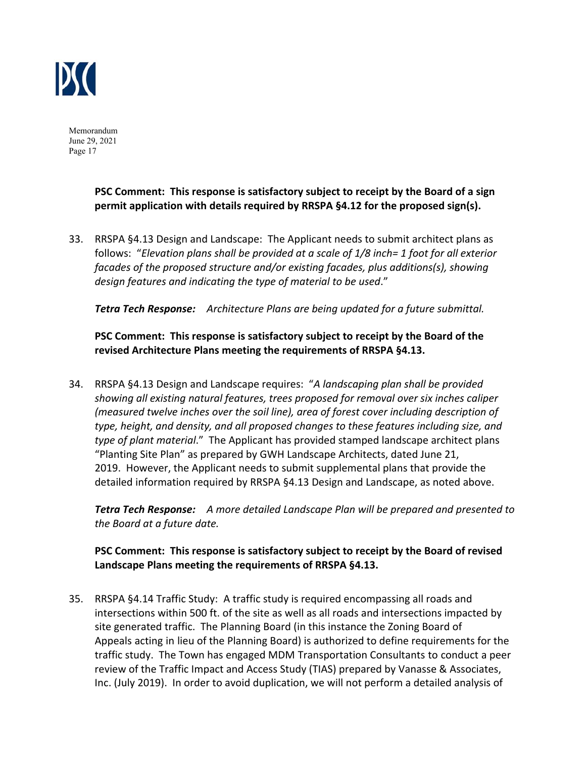**PSC Comment: This response is satisfactory subject to receipt by the Board of a sign permit application with details required by RRSPA §4.12 for the proposed sign(s).**

33. RRSPA §4.13 Design and Landscape: The Applicant needs to submit architect plans as follows: "*Elevation plans shall be provided at a scale of 1/8 inch= 1 foot for all exterior facades of the proposed structure and/or existing facades, plus additions(s), showing design features and indicating the type of material to be used*."

    ***Tetra Tech Response:*** *Architecture Plans are being updated for a future submittal.*

    **PSC Comment: This response is satisfactory subject to receipt by the Board of the revised Architecture Plans meeting the requirements of RRSPA §4.13.**

34. RRSPA §4.13 Design and Landscape requires: "*A landscaping plan shall be provided showing all existing natural features, trees proposed for removal over six inches caliper (measured twelve inches over the soil line), area of forest cover including description of type, height, and density, and all proposed changes to these features including size, and type of plant material*." The Applicant has provided stamped landscape architect plans "Planting Site Plan" as prepared by GWH Landscape Architects, dated June 21, 2019. However, the Applicant needs to submit supplemental plans that provide the detailed information required by RRSPA §4.13 Design and Landscape, as noted above.

    ***Tetra Tech Response:*** *A more detailed Landscape Plan will be prepared and presented to the Board at a future date.*

    **PSC Comment: This response is satisfactory subject to receipt by the Board of revised Landscape Plans meeting the requirements of RRSPA §4.13.**

35. RRSPA §4.14 Traffic Study: A traffic study is required encompassing all roads and intersections within 500 ft. of the site as well as all roads and intersections impacted by site generated traffic. The Planning Board (in this instance the Zoning Board of Appeals acting in lieu of the Planning Board) is authorized to define requirements for the traffic study. The Town has engaged MDM Transportation Consultants to conduct a peer review of the Traffic Impact and Access Study (TIAS) prepared by Vanasse & Associates, Inc. (July 2019). In order to avoid duplication, we will not perform a detailed analysis of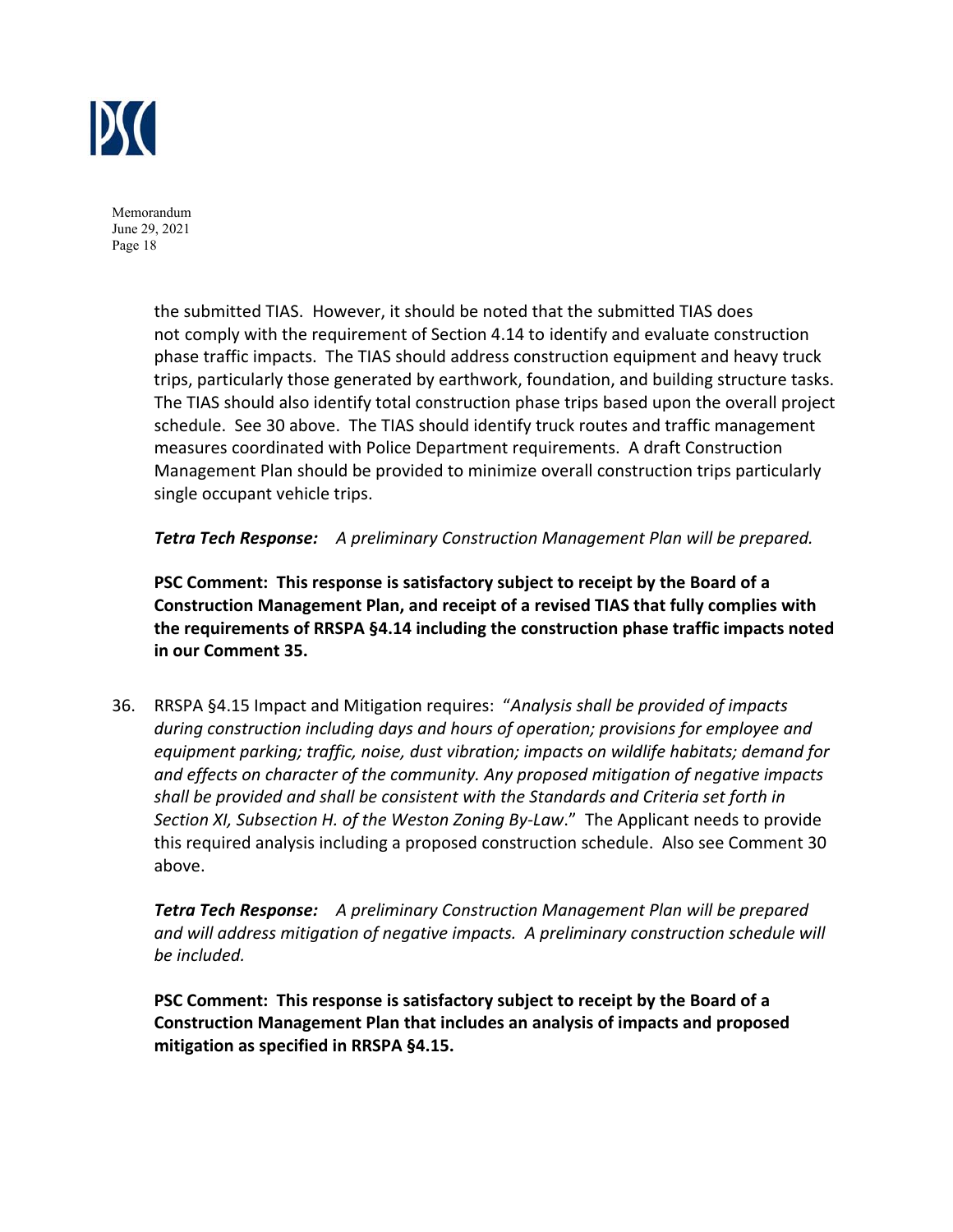the submitted TIAS. However, it should be noted that the submitted TIAS does not comply with the requirement of Section 4.14 to identify and evaluate construction phase traffic impacts. The TIAS should address construction equipment and heavy truck trips, particularly those generated by earthwork, foundation, and building structure tasks. The TIAS should also identify total construction phase trips based upon the overall project schedule. See 30 above. The TIAS should identify truck routes and traffic management measures coordinated with Police Department requirements. A draft Construction Management Plan should be provided to minimize overall construction trips particularly single occupant vehicle trips.

***Tetra Tech Response:*** *A preliminary Construction Management Plan will be prepared.*

**PSC Comment: This response is satisfactory subject to receipt by the Board of a Construction Management Plan, and receipt of a revised TIAS that fully complies with the requirements of RRSPA §4.14 including the construction phase traffic impacts noted in our Comment 35.**

36. RRSPA §4.15 Impact and Mitigation requires: "*Analysis shall be provided of impacts during construction including days and hours of operation; provisions for employee and equipment parking; traffic, noise, dust vibration; impacts on wildlife habitats; demand for and effects on character of the community. Any proposed mitigation of negative impacts shall be provided and shall be consistent with the Standards and Criteria set forth in Section XI, Subsection H. of the Weston Zoning By-Law*." The Applicant needs to provide this required analysis including a proposed construction schedule. Also see Comment 30 above.

    ***Tetra Tech Response:*** *A preliminary Construction Management Plan will be prepared and will address mitigation of negative impacts. A preliminary construction schedule will be included.*

    **PSC Comment: This response is satisfactory subject to receipt by the Board of a Construction Management Plan that includes an analysis of impacts and proposed mitigation as specified in RRSPA §4.15.**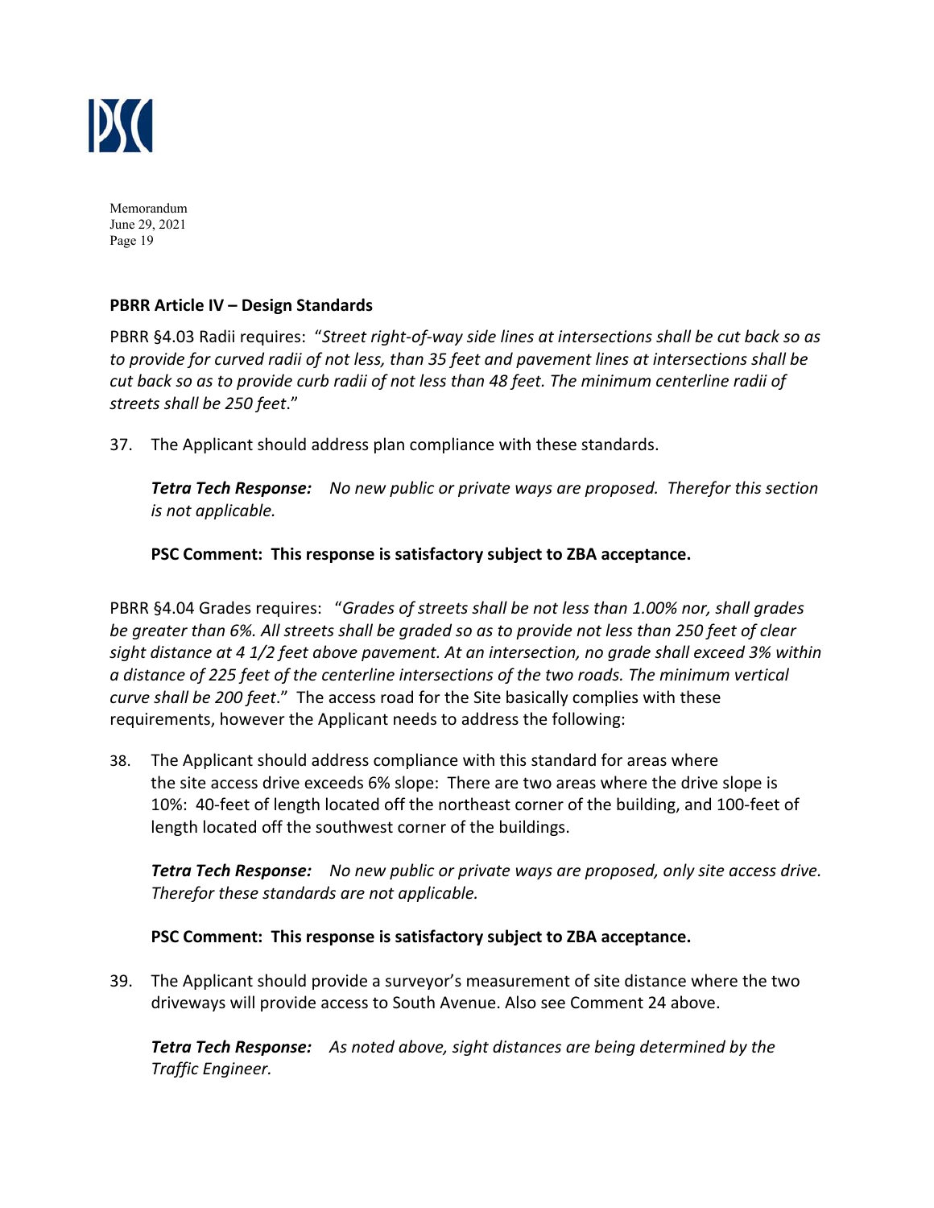**PBRR Article IV – Design Standards**

PBRR §4.03 Radii requires: "*Street right-of-way side lines at intersections shall be cut back so as to provide for curved radii of not less, than 35 feet and pavement lines at intersections shall be cut back so as to provide curb radii of not less than 48 feet. The minimum centerline radii of streets shall be 250 feet*."

37. The Applicant should address plan compliance with these standards.

    ***Tetra Tech Response:*** *No new public or private ways are proposed. Therefor this section is not applicable.*

    **PSC Comment: This response is satisfactory subject to ZBA acceptance.**

PBRR §4.04 Grades requires: "*Grades of streets shall be not less than 1.00% nor, shall grades be greater than 6%. All streets shall be graded so as to provide not less than 250 feet of clear sight distance at 4 1/2 feet above pavement. At an intersection, no grade shall exceed 3% within a distance of 225 feet of the centerline intersections of the two roads. The minimum vertical curve shall be 200 feet*." The access road for the Site basically complies with these requirements, however the Applicant needs to address the following:

38. The Applicant should address compliance with this standard for areas where the site access drive exceeds 6% slope: There are two areas where the drive slope is 10%: 40-feet of length located off the northeast corner of the building, and 100-feet of length located off the southwest corner of the buildings.

    ***Tetra Tech Response:*** *No new public or private ways are proposed, only site access drive. Therefor these standards are not applicable.*

    **PSC Comment: This response is satisfactory subject to ZBA acceptance.**

39. The Applicant should provide a surveyor's measurement of site distance where the two driveways will provide access to South Avenue. Also see Comment 24 above.

    ***Tetra Tech Response:*** *As noted above, sight distances are being determined by the Traffic Engineer.*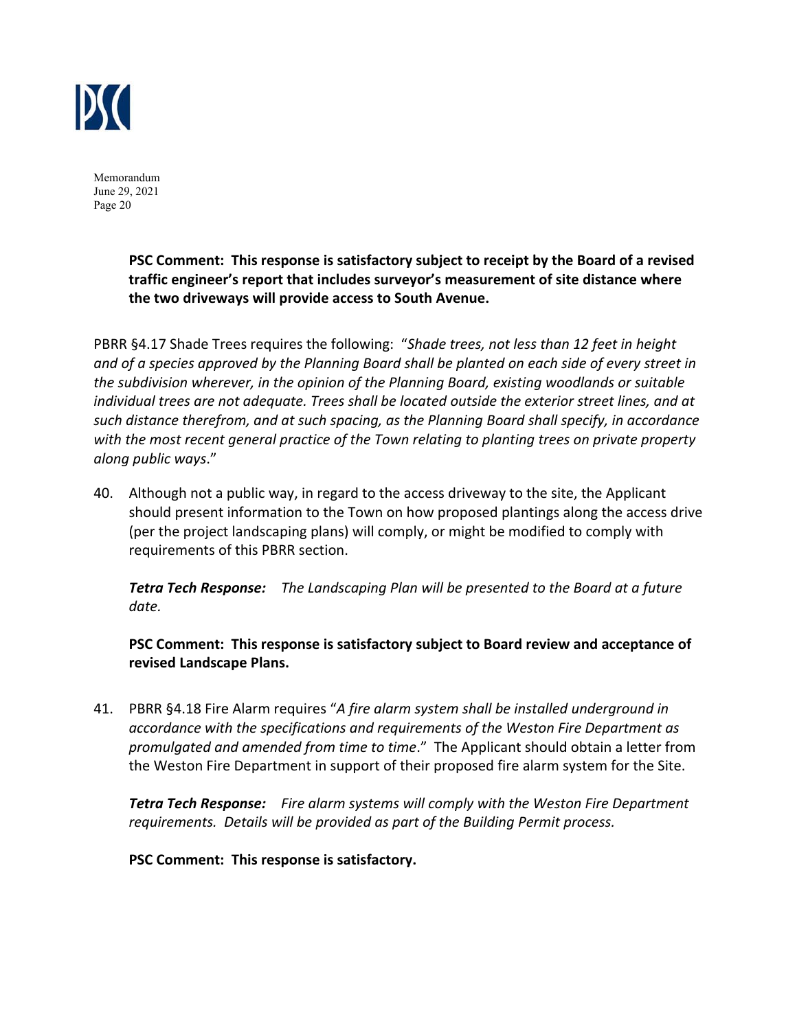**PSC Comment: This response is satisfactory subject to receipt by the Board of a revised traffic engineer's report that includes surveyor's measurement of site distance where the two driveways will provide access to South Avenue.**

PBRR §4.17 Shade Trees requires the following: "*Shade trees, not less than 12 feet in height and of a species approved by the Planning Board shall be planted on each side of every street in the subdivision wherever, in the opinion of the Planning Board, existing woodlands or suitable individual trees are not adequate. Trees shall be located outside the exterior street lines, and at such distance therefrom, and at such spacing, as the Planning Board shall specify, in accordance with the most recent general practice of the Town relating to planting trees on private property along public ways*."

40. Although not a public way, in regard to the access driveway to the site, the Applicant should present information to the Town on how proposed plantings along the access drive (per the project landscaping plans) will comply, or might be modified to comply with requirements of this PBRR section.

    ***Tetra Tech Response:*** *The Landscaping Plan will be presented to the Board at a future date.*

    **PSC Comment: This response is satisfactory subject to Board review and acceptance of revised Landscape Plans.**

41. PBRR §4.18 Fire Alarm requires "*A fire alarm system shall be installed underground in accordance with the specifications and requirements of the Weston Fire Department as promulgated and amended from time to time*." The Applicant should obtain a letter from the Weston Fire Department in support of their proposed fire alarm system for the Site.

    ***Tetra Tech Response:*** *Fire alarm systems will comply with the Weston Fire Department requirements. Details will be provided as part of the Building Permit process.*

    **PSC Comment: This response is satisfactory.**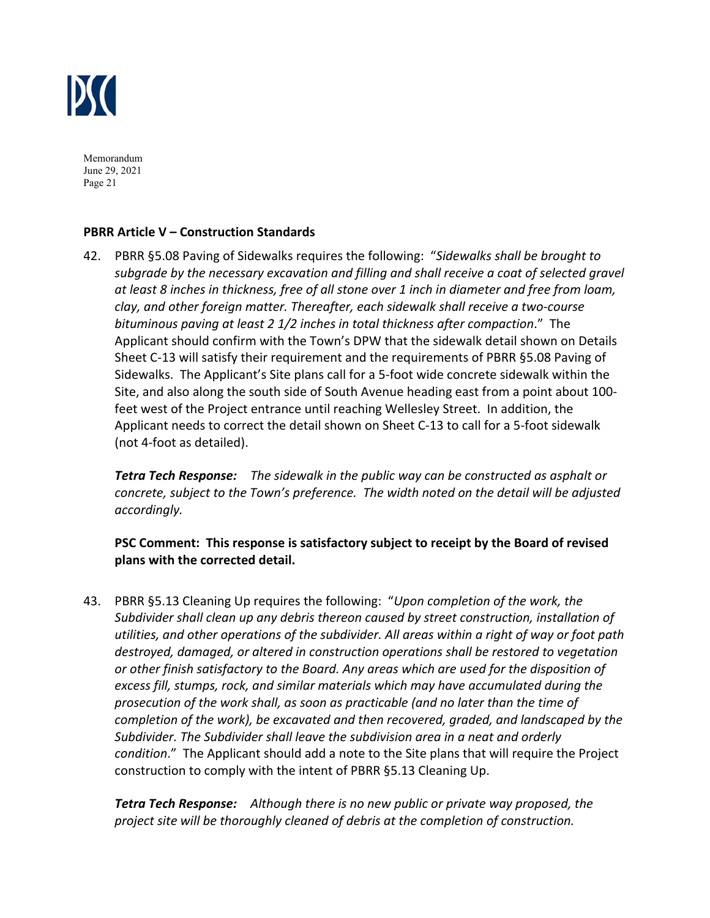## PBRR Article V – Construction Standards

42. PBRR §5.08 Paving of Sidewalks requires the following: "*Sidewalks shall be brought to subgrade by the necessary excavation and filling and shall receive a coat of selected gravel at least 8 inches in thickness, free of all stone over 1 inch in diameter and free from loam, clay, and other foreign matter. Thereafter, each sidewalk shall receive a two-course bituminous paving at least 2 1/2 inches in total thickness after compaction*." The Applicant should confirm with the Town's DPW that the sidewalk detail shown on Details Sheet C-13 will satisfy their requirement and the requirements of PBRR §5.08 Paving of Sidewalks. The Applicant's Site plans call for a 5-foot wide concrete sidewalk within the Site, and also along the south side of South Avenue heading east from a point about 100-feet west of the Project entrance until reaching Wellesley Street. In addition, the Applicant needs to correct the detail shown on Sheet C-13 to call for a 5-foot sidewalk (not 4-foot as detailed).

    ***Tetra Tech Response:*** *The sidewalk in the public way can be constructed as asphalt or concrete, subject to the Town's preference. The width noted on the detail will be adjusted accordingly.*

    **PSC Comment: This response is satisfactory subject to receipt by the Board of revised plans with the corrected detail.**

43. PBRR §5.13 Cleaning Up requires the following: "*Upon completion of the work, the Subdivider shall clean up any debris thereon caused by street construction, installation of utilities, and other operations of the subdivider. All areas within a right of way or foot path destroyed, damaged, or altered in construction operations shall be restored to vegetation or other finish satisfactory to the Board. Any areas which are used for the disposition of excess fill, stumps, rock, and similar materials which may have accumulated during the prosecution of the work shall, as soon as practicable (and no later than the time of completion of the work), be excavated and then recovered, graded, and landscaped by the Subdivider. The Subdivider shall leave the subdivision area in a neat and orderly condition*." The Applicant should add a note to the Site plans that will require the Project construction to comply with the intent of PBRR §5.13 Cleaning Up.

    ***Tetra Tech Response:*** *Although there is no new public or private way proposed, the project site will be thoroughly cleaned of debris at the completion of construction.*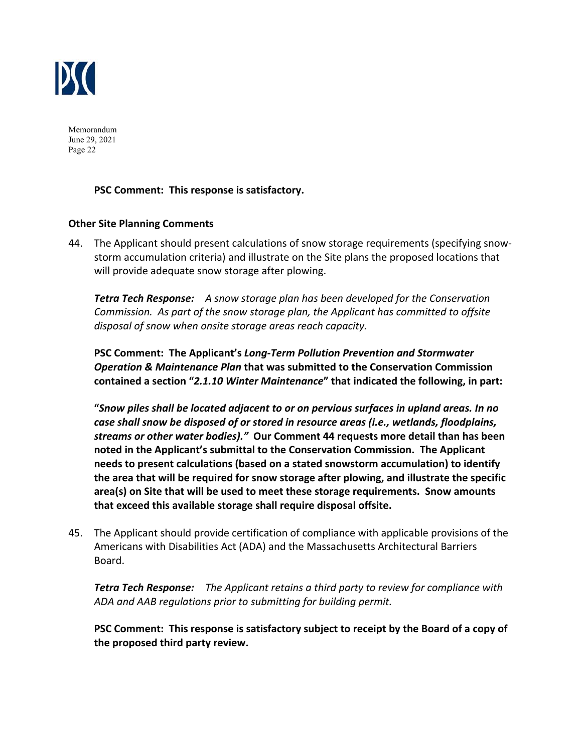**PSC Comment: This response is satisfactory.**

**Other Site Planning Comments**

44. The Applicant should present calculations of snow storage requirements (specifying snow-storm accumulation criteria) and illustrate on the Site plans the proposed locations that will provide adequate snow storage after plowing.

    ***Tetra Tech Response:*** *A snow storage plan has been developed for the Conservation Commission. As part of the snow storage plan, the Applicant has committed to offsite disposal of snow when onsite storage areas reach capacity.*

    **PSC Comment: The Applicant's *Long-Term Pollution Prevention and Stormwater Operation & Maintenance Plan* that was submitted to the Conservation Commission contained a section "*2.1.10 Winter Maintenance*" that indicated the following, in part:**

    **"*Snow piles shall be located adjacent to or on pervious surfaces in upland areas. In no case shall snow be disposed of or stored in resource areas (i.e., wetlands, floodplains, streams or other water bodies)."* Our Comment 44 requests more detail than has been noted in the Applicant's submittal to the Conservation Commission. The Applicant needs to present calculations (based on a stated snowstorm accumulation) to identify the area that will be required for snow storage after plowing, and illustrate the specific area(s) on Site that will be used to meet these storage requirements. Snow amounts that exceed this available storage shall require disposal offsite.**

45. The Applicant should provide certification of compliance with applicable provisions of the Americans with Disabilities Act (ADA) and the Massachusetts Architectural Barriers Board.

    ***Tetra Tech Response:*** *The Applicant retains a third party to review for compliance with ADA and AAB regulations prior to submitting for building permit.*

    **PSC Comment: This response is satisfactory subject to receipt by the Board of a copy of the proposed third party review.**